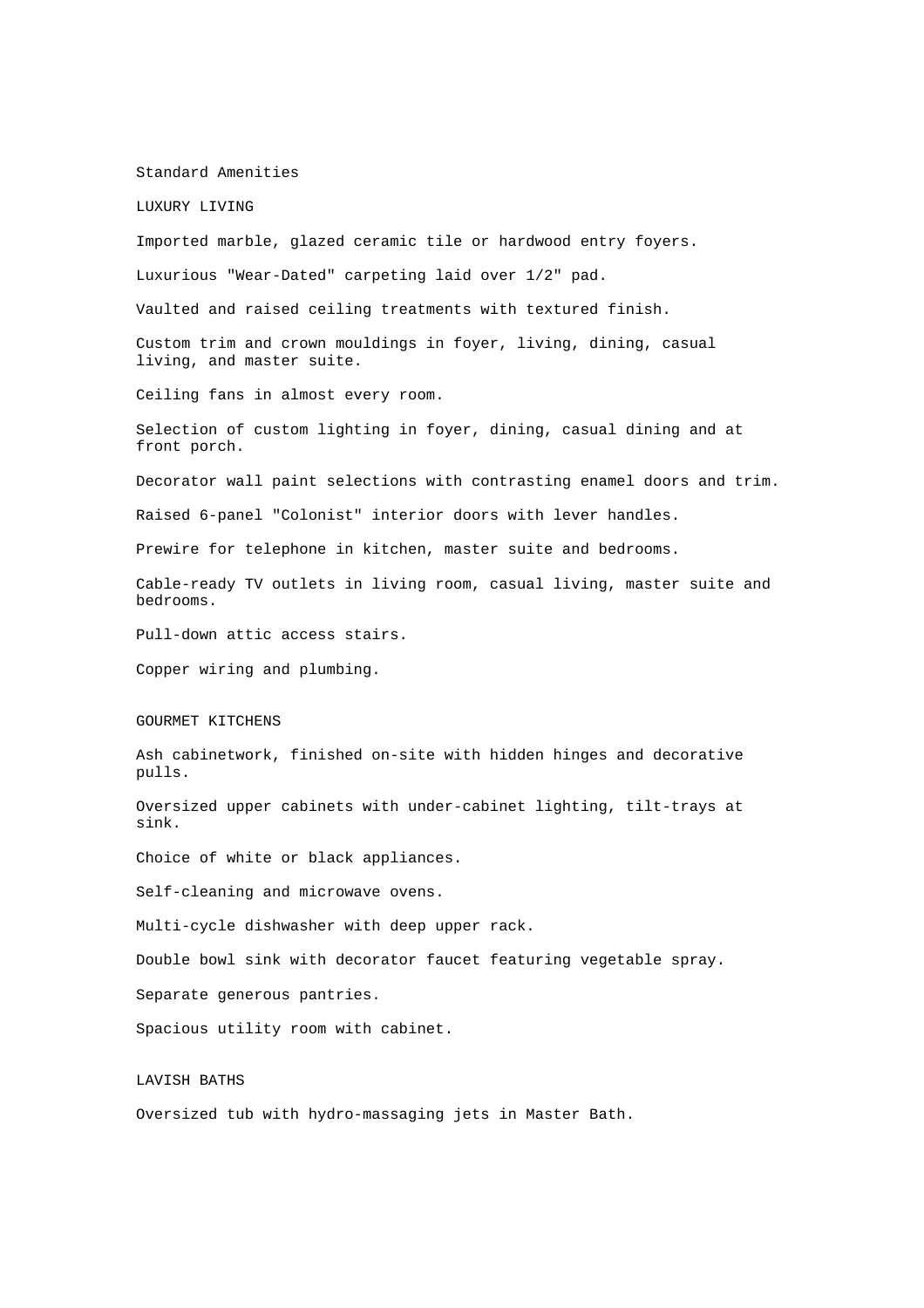# Standard Amenities

## LUXURY LIVING

Imported marble, glazed ceramic tile or hardwood entry foyers.

Luxurious "Wear-Dated" carpeting laid over 1/2" pad.

Vaulted and raised ceiling treatments with textured finish.

Custom trim and crown mouldings in foyer, living, dining, casual living, and master suite.

Ceiling fans in almost every room.

Selection of custom lighting in foyer, dining, casual dining and at front porch.

Decorator wall paint selections with contrasting enamel doors and trim.

Raised 6-panel "Colonist" interior doors with lever handles.

Prewire for telephone in kitchen, master suite and bedrooms.

Cable-ready TV outlets in living room, casual living, master suite and bedrooms.

Pull-down attic access stairs.

Copper wiring and plumbing.

## GOURMET KITCHENS

Ash cabinetwork, finished on-site with hidden hinges and decorative pulls.

Oversized upper cabinets with under-cabinet lighting, tilt-trays at sink.

Choice of white or black appliances.

Self-cleaning and microwave ovens.

Multi-cycle dishwasher with deep upper rack.

Double bowl sink with decorator faucet featuring vegetable spray.

Separate generous pantries.

Spacious utility room with cabinet.

## LAVISH BATHS

Oversized tub with hydro-massaging jets in Master Bath.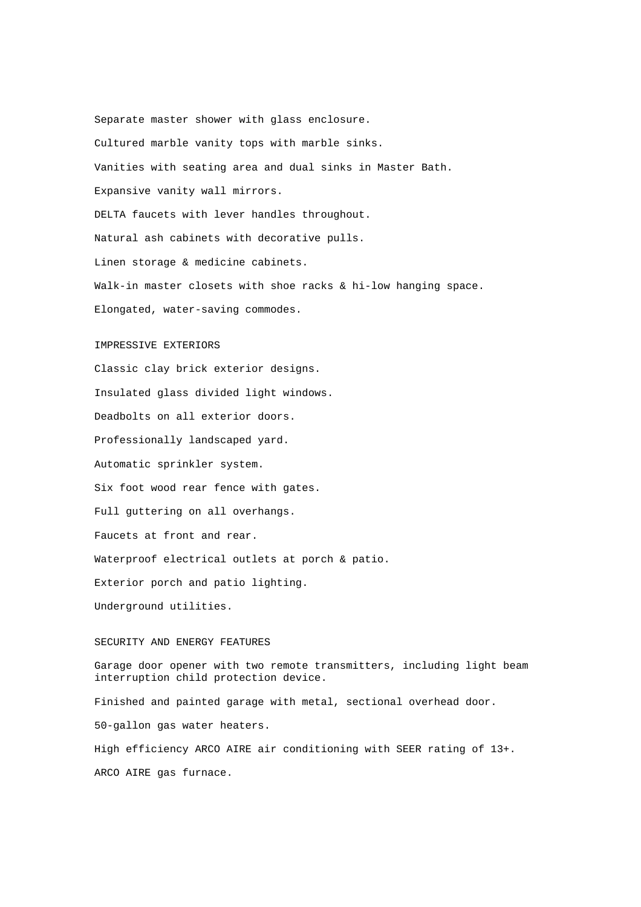Separate master shower with glass enclosure.

Cultured marble vanity tops with marble sinks.

Vanities with seating area and dual sinks in Master Bath.

Expansive vanity wall mirrors.

DELTA faucets with lever handles throughout.

Natural ash cabinets with decorative pulls.

Linen storage & medicine cabinets.

Walk-in master closets with shoe racks & hi-low hanging space.

Elongated, water-saving commodes.

## IMPRESSIVE EXTERIORS

Classic clay brick exterior designs.

Insulated glass divided light windows.

Deadbolts on all exterior doors.

Professionally landscaped yard.

Automatic sprinkler system.

Six foot wood rear fence with gates.

Full guttering on all overhangs.

Faucets at front and rear.

Waterproof electrical outlets at porch & patio.

Exterior porch and patio lighting.

Underground utilities.

## SECURITY AND ENERGY FEATURES

Garage door opener with two remote transmitters, including light beam interruption child protection device.

Finished and painted garage with metal, sectional overhead door.

50-gallon gas water heaters.

High efficiency ARCO AIRE air conditioning with SEER rating of 13+.

ARCO AIRE gas furnace.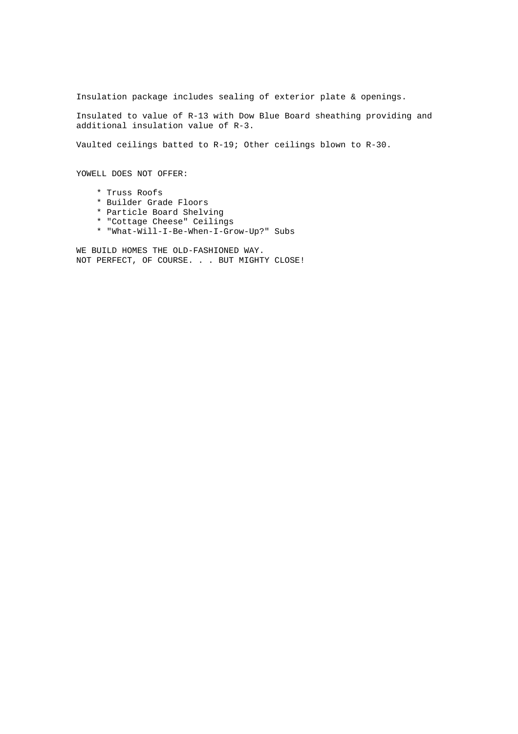Insulation package includes sealing of exterior plate & openings.

Insulated to value of R-13 with Dow Blue Board sheathing providing and additional insulation value of R-3.

Vaulted ceilings batted to R-19; Other ceilings blown to R-30.

YOWELL DOES NOT OFFER:

* Truss Roofs
* Builder Grade Floors
* Particle Board Shelving
* "Cottage Cheese" Ceilings
* "What-Will-I-Be-When-I-Grow-Up?" Subs

WE BUILD HOMES THE OLD-FASHIONED WAY.
NOT PERFECT, OF COURSE. . . BUT MIGHTY CLOSE!